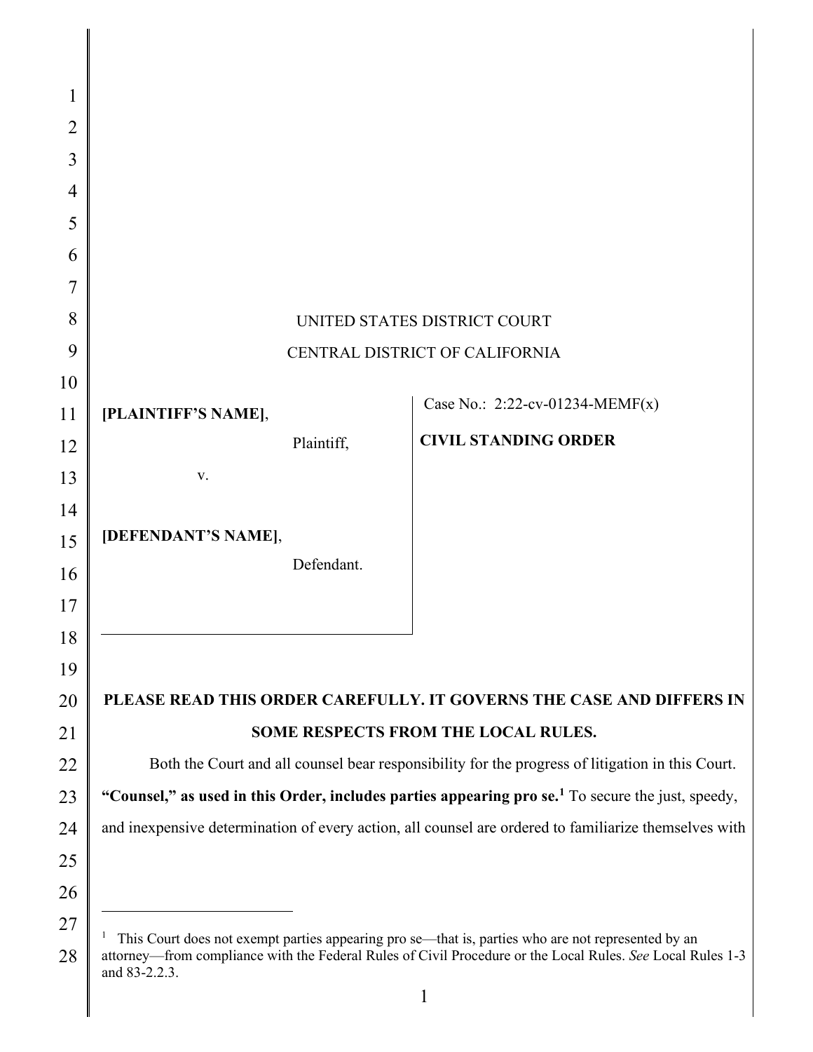UNITED STATES DISTRICT COURT

CENTRAL DISTRICT OF CALIFORNIA

**[PLAINTIFF'S NAME]**,

Plaintiff,

v.

**[DEFENDANT'S NAME]**,

Defendant.

Case No.: 2:22-cv-01234-MEMF(x)

**CIVIL STANDING ORDER**

**PLEASE READ THIS ORDER CAREFULLY. IT GOVERNS THE CASE AND DIFFERS IN SOME RESPECTS FROM THE LOCAL RULES.**

Both the Court and all counsel bear responsibility for the progress of litigation in this Court. **"Counsel," as used in this Order, includes parties appearing pro se.**[1] To secure the just, speedy, and inexpensive determination of every action, all counsel are ordered to familiarize themselves with

[1] This Court does not exempt parties appearing pro se—that is, parties who are not represented by an attorney—from compliance with the Federal Rules of Civil Procedure or the Local Rules. *See* Local Rules 1-3 and 83-2.2.3.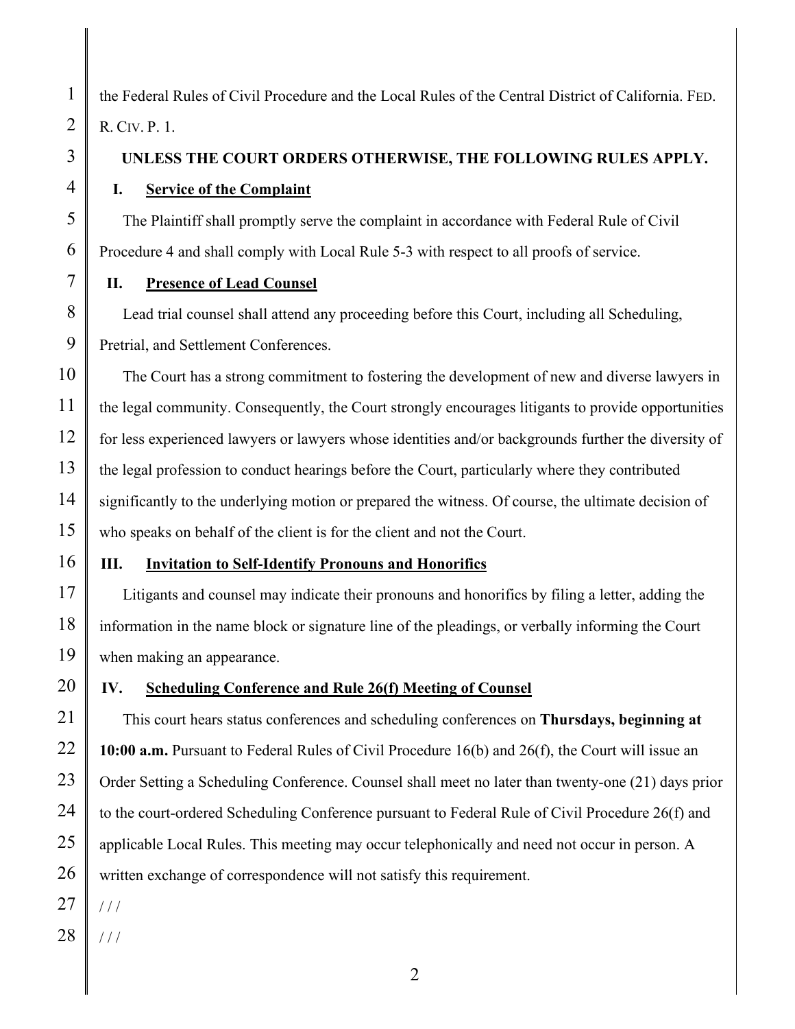the Federal Rules of Civil Procedure and the Local Rules of the Central District of California. FED. R. CIV. P. 1.

**UNLESS THE COURT ORDERS OTHERWISE, THE FOLLOWING RULES APPLY.**

## I. Service of the Complaint

The Plaintiff shall promptly serve the complaint in accordance with Federal Rule of Civil Procedure 4 and shall comply with Local Rule 5-3 with respect to all proofs of service.

## II. Presence of Lead Counsel

Lead trial counsel shall attend any proceeding before this Court, including all Scheduling, Pretrial, and Settlement Conferences.

The Court has a strong commitment to fostering the development of new and diverse lawyers in the legal community. Consequently, the Court strongly encourages litigants to provide opportunities for less experienced lawyers or lawyers whose identities and/or backgrounds further the diversity of the legal profession to conduct hearings before the Court, particularly where they contributed significantly to the underlying motion or prepared the witness. Of course, the ultimate decision of who speaks on behalf of the client is for the client and not the Court.

## III. Invitation to Self-Identify Pronouns and Honorifics

Litigants and counsel may indicate their pronouns and honorifics by filing a letter, adding the information in the name block or signature line of the pleadings, or verbally informing the Court when making an appearance.

## IV. Scheduling Conference and Rule 26(f) Meeting of Counsel

This court hears status conferences and scheduling conferences on **Thursdays, beginning at 10:00 a.m.** Pursuant to Federal Rules of Civil Procedure 16(b) and 26(f), the Court will issue an Order Setting a Scheduling Conference. Counsel shall meet no later than twenty-one (21) days prior to the court-ordered Scheduling Conference pursuant to Federal Rule of Civil Procedure 26(f) and applicable Local Rules. This meeting may occur telephonically and need not occur in person. A written exchange of correspondence will not satisfy this requirement.

/ / /

/ / /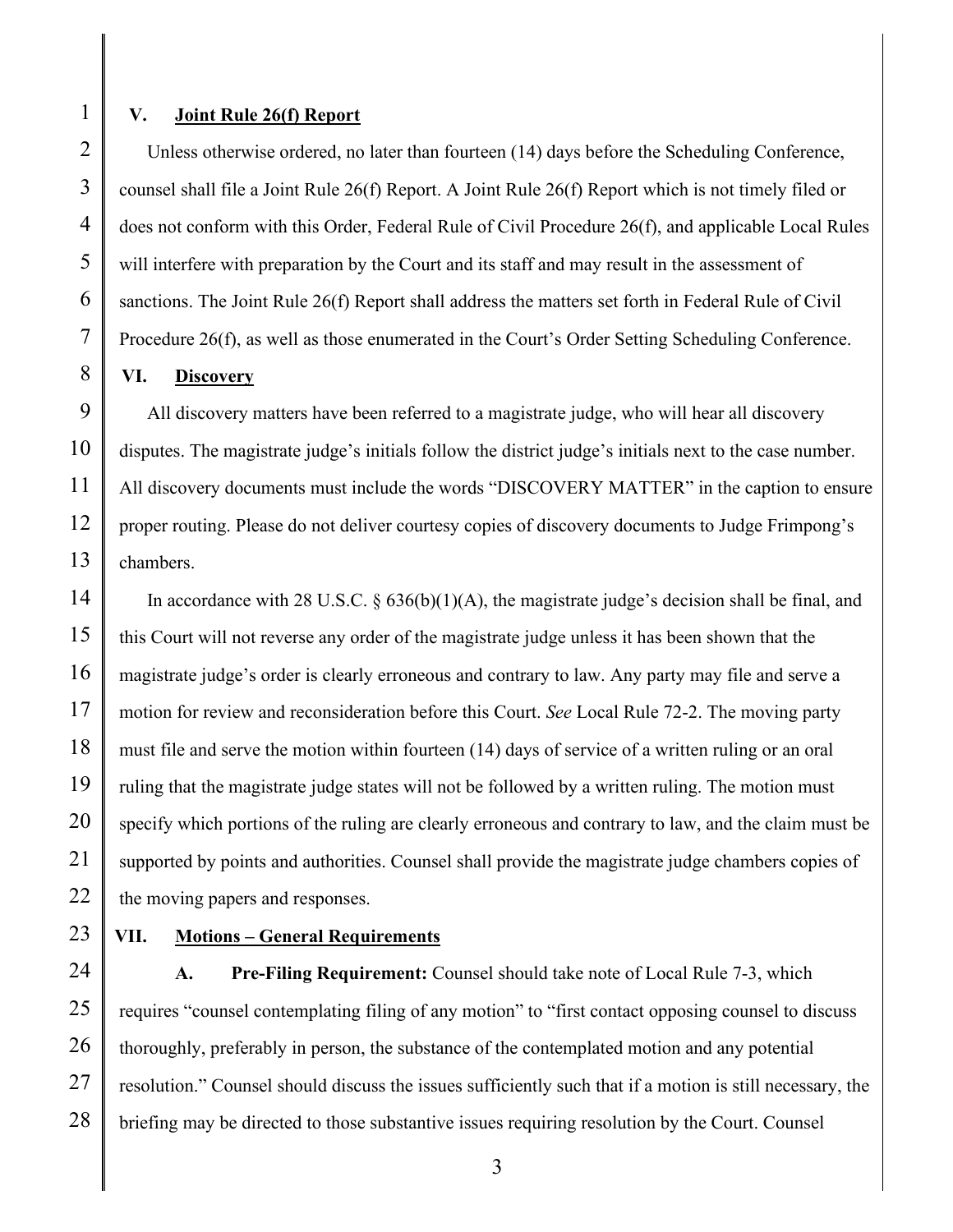## V. Joint Rule 26(f) Report

Unless otherwise ordered, no later than fourteen (14) days before the Scheduling Conference, counsel shall file a Joint Rule 26(f) Report. A Joint Rule 26(f) Report which is not timely filed or does not conform with this Order, Federal Rule of Civil Procedure 26(f), and applicable Local Rules will interfere with preparation by the Court and its staff and may result in the assessment of sanctions. The Joint Rule 26(f) Report shall address the matters set forth in Federal Rule of Civil Procedure 26(f), as well as those enumerated in the Court's Order Setting Scheduling Conference.

## VI. Discovery

All discovery matters have been referred to a magistrate judge, who will hear all discovery disputes. The magistrate judge's initials follow the district judge's initials next to the case number. All discovery documents must include the words "DISCOVERY MATTER" in the caption to ensure proper routing. Please do not deliver courtesy copies of discovery documents to Judge Frimpong's chambers.

In accordance with 28 U.S.C. § 636(b)(1)(A), the magistrate judge's decision shall be final, and this Court will not reverse any order of the magistrate judge unless it has been shown that the magistrate judge's order is clearly erroneous and contrary to law. Any party may file and serve a motion for review and reconsideration before this Court. *See* Local Rule 72-2. The moving party must file and serve the motion within fourteen (14) days of service of a written ruling or an oral ruling that the magistrate judge states will not be followed by a written ruling. The motion must specify which portions of the ruling are clearly erroneous and contrary to law, and the claim must be supported by points and authorities. Counsel shall provide the magistrate judge chambers copies of the moving papers and responses.

## VII. Motions – General Requirements

**A. Pre-Filing Requirement:** Counsel should take note of Local Rule 7-3, which requires "counsel contemplating filing of any motion" to "first contact opposing counsel to discuss thoroughly, preferably in person, the substance of the contemplated motion and any potential resolution." Counsel should discuss the issues sufficiently such that if a motion is still necessary, the briefing may be directed to those substantive issues requiring resolution by the Court. Counsel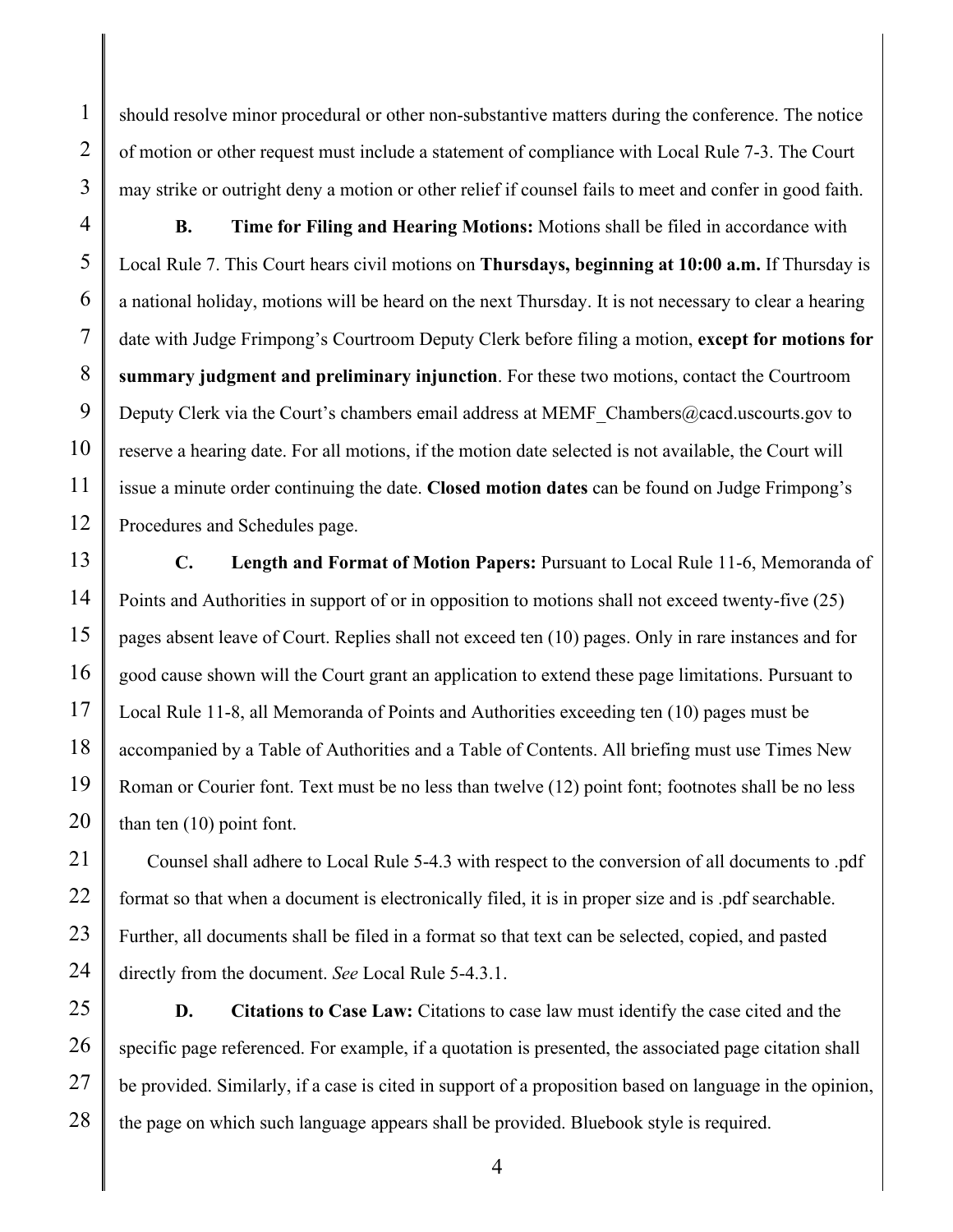should resolve minor procedural or other non-substantive matters during the conference. The notice of motion or other request must include a statement of compliance with Local Rule 7-3. The Court may strike or outright deny a motion or other relief if counsel fails to meet and confer in good faith.

**B. Time for Filing and Hearing Motions:** Motions shall be filed in accordance with Local Rule 7. This Court hears civil motions on **Thursdays, beginning at 10:00 a.m.** If Thursday is a national holiday, motions will be heard on the next Thursday. It is not necessary to clear a hearing date with Judge Frimpong's Courtroom Deputy Clerk before filing a motion, **except for motions for summary judgment and preliminary injunction**. For these two motions, contact the Courtroom Deputy Clerk via the Court's chambers email address at MEMF_Chambers@cacd.uscourts.gov to reserve a hearing date. For all motions, if the motion date selected is not available, the Court will issue a minute order continuing the date. **Closed motion dates** can be found on Judge Frimpong's Procedures and Schedules page.

**C. Length and Format of Motion Papers:** Pursuant to Local Rule 11-6, Memoranda of Points and Authorities in support of or in opposition to motions shall not exceed twenty-five (25) pages absent leave of Court. Replies shall not exceed ten (10) pages. Only in rare instances and for good cause shown will the Court grant an application to extend these page limitations. Pursuant to Local Rule 11-8, all Memoranda of Points and Authorities exceeding ten (10) pages must be accompanied by a Table of Authorities and a Table of Contents. All briefing must use Times New Roman or Courier font. Text must be no less than twelve (12) point font; footnotes shall be no less than ten (10) point font.

Counsel shall adhere to Local Rule 5-4.3 with respect to the conversion of all documents to .pdf format so that when a document is electronically filed, it is in proper size and is .pdf searchable. Further, all documents shall be filed in a format so that text can be selected, copied, and pasted directly from the document. *See* Local Rule 5-4.3.1.

**D. Citations to Case Law:** Citations to case law must identify the case cited and the specific page referenced. For example, if a quotation is presented, the associated page citation shall be provided. Similarly, if a case is cited in support of a proposition based on language in the opinion, the page on which such language appears shall be provided. Bluebook style is required.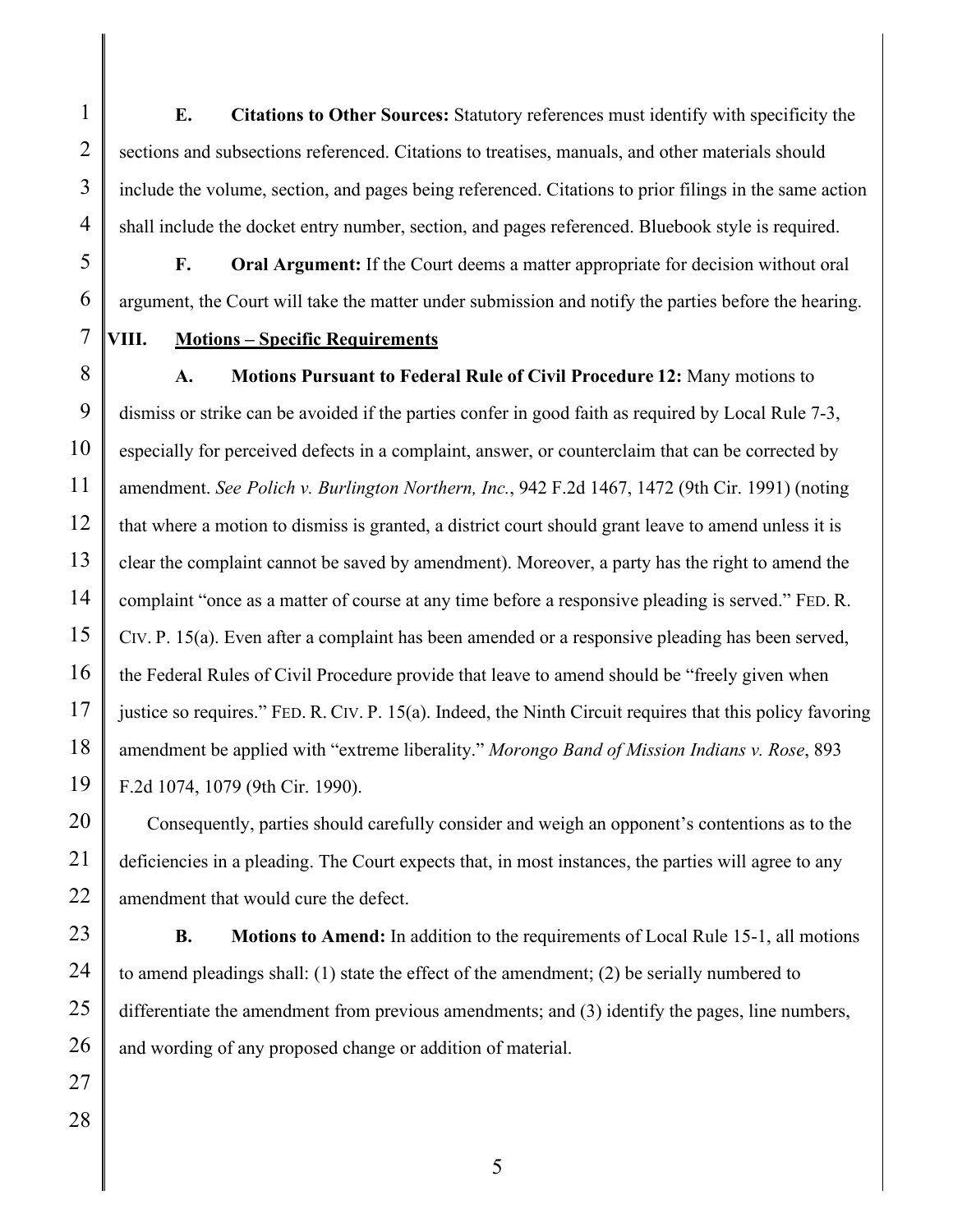**E. Citations to Other Sources:** Statutory references must identify with specificity the sections and subsections referenced. Citations to treatises, manuals, and other materials should include the volume, section, and pages being referenced. Citations to prior filings in the same action shall include the docket entry number, section, and pages referenced. Bluebook style is required.

**F. Oral Argument:** If the Court deems a matter appropriate for decision without oral argument, the Court will take the matter under submission and notify the parties before the hearing.

## VIII. Motions – Specific Requirements

**A. Motions Pursuant to Federal Rule of Civil Procedure 12:** Many motions to dismiss or strike can be avoided if the parties confer in good faith as required by Local Rule 7-3, especially for perceived defects in a complaint, answer, or counterclaim that can be corrected by amendment. *See Polich v. Burlington Northern, Inc.*, 942 F.2d 1467, 1472 (9th Cir. 1991) (noting that where a motion to dismiss is granted, a district court should grant leave to amend unless it is clear the complaint cannot be saved by amendment). Moreover, a party has the right to amend the complaint "once as a matter of course at any time before a responsive pleading is served." FED. R. CIV. P. 15(a). Even after a complaint has been amended or a responsive pleading has been served, the Federal Rules of Civil Procedure provide that leave to amend should be "freely given when justice so requires." FED. R. CIV. P. 15(a). Indeed, the Ninth Circuit requires that this policy favoring amendment be applied with "extreme liberality." *Morongo Band of Mission Indians v. Rose*, 893 F.2d 1074, 1079 (9th Cir. 1990).

Consequently, parties should carefully consider and weigh an opponent's contentions as to the deficiencies in a pleading. The Court expects that, in most instances, the parties will agree to any amendment that would cure the defect.

**B. Motions to Amend:** In addition to the requirements of Local Rule 15-1, all motions to amend pleadings shall: (1) state the effect of the amendment; (2) be serially numbered to differentiate the amendment from previous amendments; and (3) identify the pages, line numbers, and wording of any proposed change or addition of material.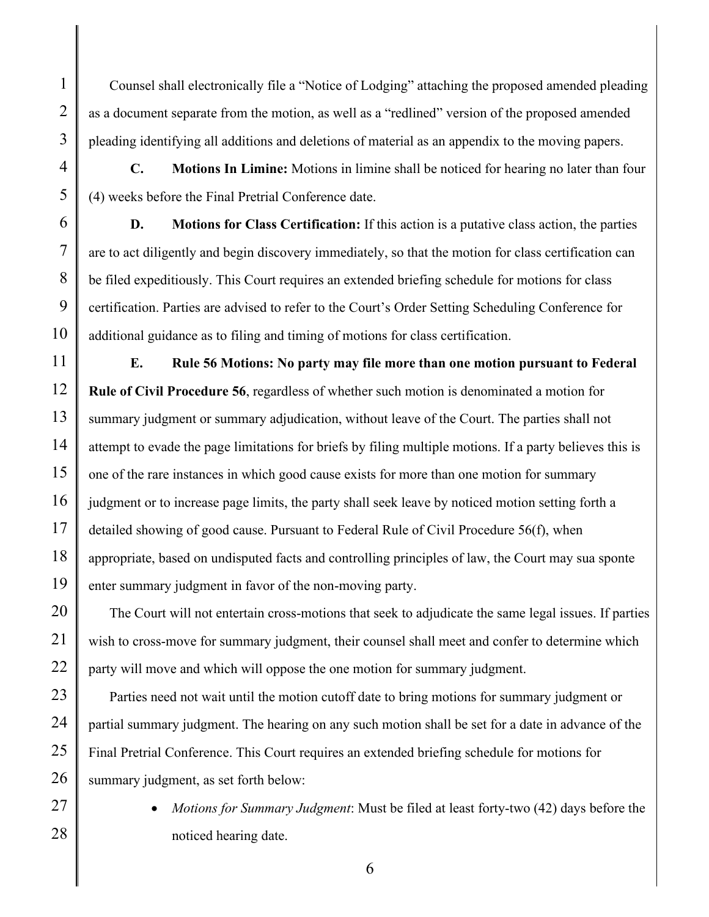Counsel shall electronically file a "Notice of Lodging" attaching the proposed amended pleading as a document separate from the motion, as well as a "redlined" version of the proposed amended pleading identifying all additions and deletions of material as an appendix to the moving papers.

**C. Motions In Limine:** Motions in limine shall be noticed for hearing no later than four (4) weeks before the Final Pretrial Conference date.

**D. Motions for Class Certification:** If this action is a putative class action, the parties are to act diligently and begin discovery immediately, so that the motion for class certification can be filed expeditiously. This Court requires an extended briefing schedule for motions for class certification. Parties are advised to refer to the Court's Order Setting Scheduling Conference for additional guidance as to filing and timing of motions for class certification.

**E. Rule 56 Motions: No party may file more than one motion pursuant to Federal Rule of Civil Procedure 56**, regardless of whether such motion is denominated a motion for summary judgment or summary adjudication, without leave of the Court. The parties shall not attempt to evade the page limitations for briefs by filing multiple motions. If a party believes this is one of the rare instances in which good cause exists for more than one motion for summary judgment or to increase page limits, the party shall seek leave by noticed motion setting forth a detailed showing of good cause. Pursuant to Federal Rule of Civil Procedure 56(f), when appropriate, based on undisputed facts and controlling principles of law, the Court may sua sponte enter summary judgment in favor of the non-moving party.

The Court will not entertain cross-motions that seek to adjudicate the same legal issues. If parties wish to cross-move for summary judgment, their counsel shall meet and confer to determine which party will move and which will oppose the one motion for summary judgment.

Parties need not wait until the motion cutoff date to bring motions for summary judgment or partial summary judgment. The hearing on any such motion shall be set for a date in advance of the Final Pretrial Conference. This Court requires an extended briefing schedule for motions for summary judgment, as set forth below:

- *Motions for Summary Judgment*: Must be filed at least forty-two (42) days before the noticed hearing date.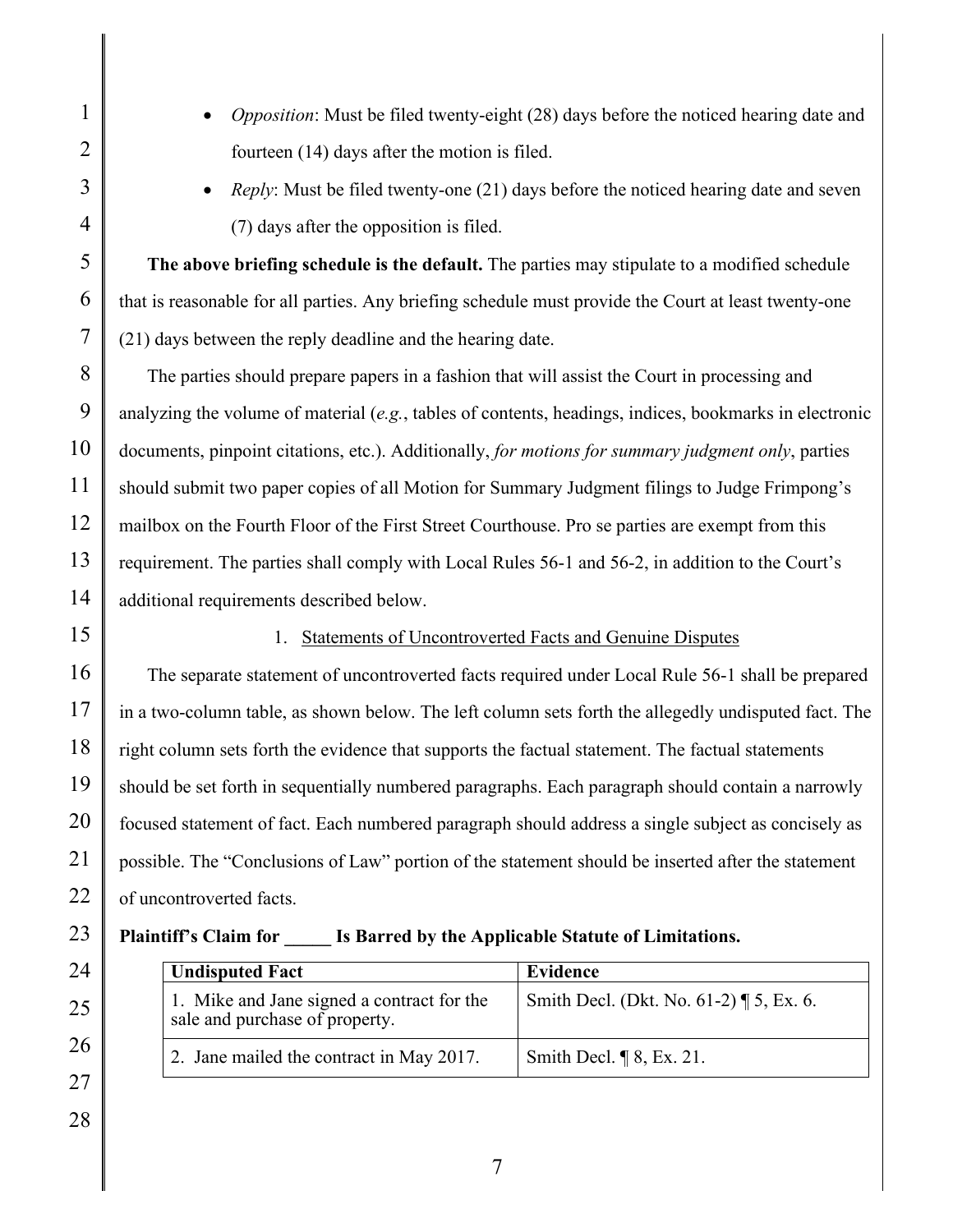- *Opposition*: Must be filed twenty-eight (28) days before the noticed hearing date and fourteen (14) days after the motion is filed.
- *Reply*: Must be filed twenty-one (21) days before the noticed hearing date and seven (7) days after the opposition is filed.

**The above briefing schedule is the default.** The parties may stipulate to a modified schedule that is reasonable for all parties. Any briefing schedule must provide the Court at least twenty-one (21) days between the reply deadline and the hearing date.

The parties should prepare papers in a fashion that will assist the Court in processing and analyzing the volume of material (*e.g.*, tables of contents, headings, indices, bookmarks in electronic documents, pinpoint citations, etc.). Additionally, *for motions for summary judgment only*, parties should submit two paper copies of all Motion for Summary Judgment filings to Judge Frimpong's mailbox on the Fourth Floor of the First Street Courthouse. Pro se parties are exempt from this requirement. The parties shall comply with Local Rules 56-1 and 56-2, in addition to the Court's additional requirements described below.

1. Statements of Uncontroverted Facts and Genuine Disputes

The separate statement of uncontroverted facts required under Local Rule 56-1 shall be prepared in a two-column table, as shown below. The left column sets forth the allegedly undisputed fact. The right column sets forth the evidence that supports the factual statement. The factual statements should be set forth in sequentially numbered paragraphs. Each paragraph should contain a narrowly focused statement of fact. Each numbered paragraph should address a single subject as concisely as possible. The "Conclusions of Law" portion of the statement should be inserted after the statement of uncontroverted facts.

**Plaintiff's Claim for _____ Is Barred by the Applicable Statute of Limitations.**

| **Undisputed Fact** | **Evidence** |
|---|---|
| 1. Mike and Jane signed a contract for the sale and purchase of property. | Smith Decl. (Dkt. No. 61-2) ¶ 5, Ex. 6. |
| 2. Jane mailed the contract in May 2017. | Smith Decl. ¶ 8, Ex. 21. |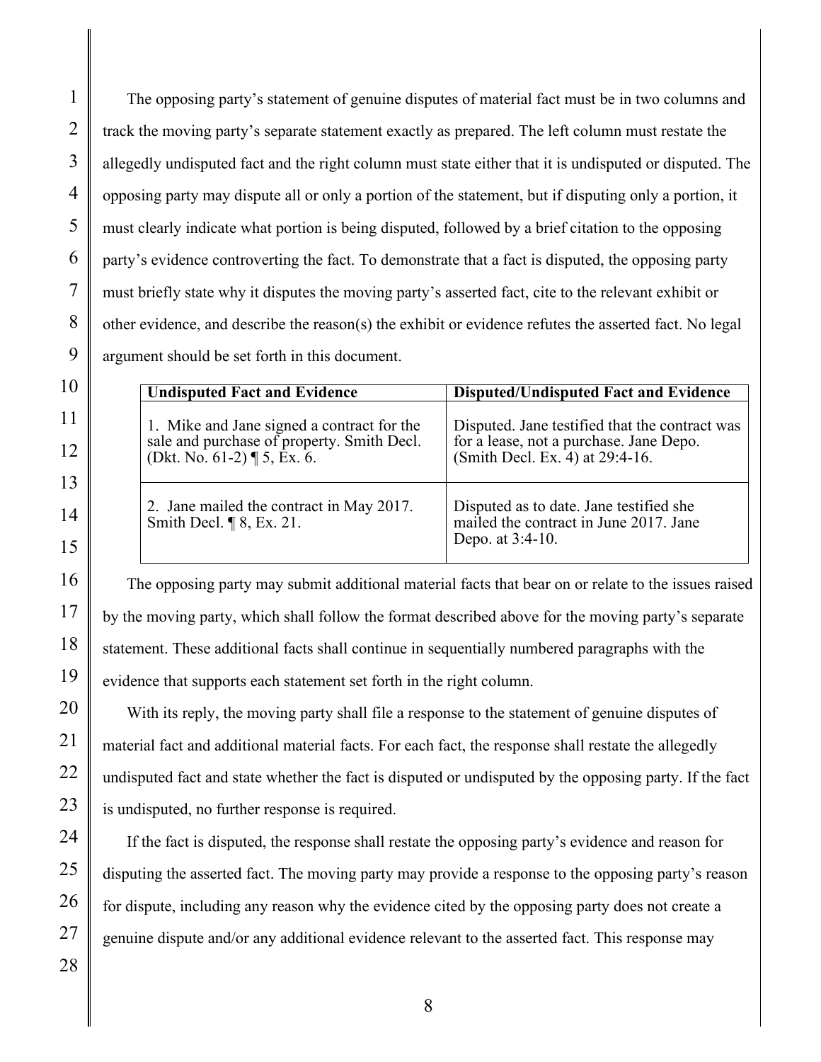The opposing party's statement of genuine disputes of material fact must be in two columns and track the moving party's separate statement exactly as prepared. The left column must restate the allegedly undisputed fact and the right column must state either that it is undisputed or disputed. The opposing party may dispute all or only a portion of the statement, but if disputing only a portion, it must clearly indicate what portion is being disputed, followed by a brief citation to the opposing party's evidence controverting the fact. To demonstrate that a fact is disputed, the opposing party must briefly state why it disputes the moving party's asserted fact, cite to the relevant exhibit or other evidence, and describe the reason(s) the exhibit or evidence refutes the asserted fact. No legal argument should be set forth in this document.

| **Undisputed Fact and Evidence** | **Disputed/Undisputed Fact and Evidence** |
|---|---|
| 1. Mike and Jane signed a contract for the sale and purchase of property. Smith Decl. (Dkt. No. 61-2) ¶ 5, Ex. 6. | Disputed. Jane testified that the contract was for a lease, not a purchase. Jane Depo. (Smith Decl. Ex. 4) at 29:4-16. |
| 2. Jane mailed the contract in May 2017. Smith Decl. ¶ 8, Ex. 21. | Disputed as to date. Jane testified she mailed the contract in June 2017. Jane Depo. at 3:4-10. |

The opposing party may submit additional material facts that bear on or relate to the issues raised by the moving party, which shall follow the format described above for the moving party's separate statement. These additional facts shall continue in sequentially numbered paragraphs with the evidence that supports each statement set forth in the right column.

With its reply, the moving party shall file a response to the statement of genuine disputes of material fact and additional material facts. For each fact, the response shall restate the allegedly undisputed fact and state whether the fact is disputed or undisputed by the opposing party. If the fact is undisputed, no further response is required.

If the fact is disputed, the response shall restate the opposing party's evidence and reason for disputing the asserted fact. The moving party may provide a response to the opposing party's reason for dispute, including any reason why the evidence cited by the opposing party does not create a genuine dispute and/or any additional evidence relevant to the asserted fact. This response may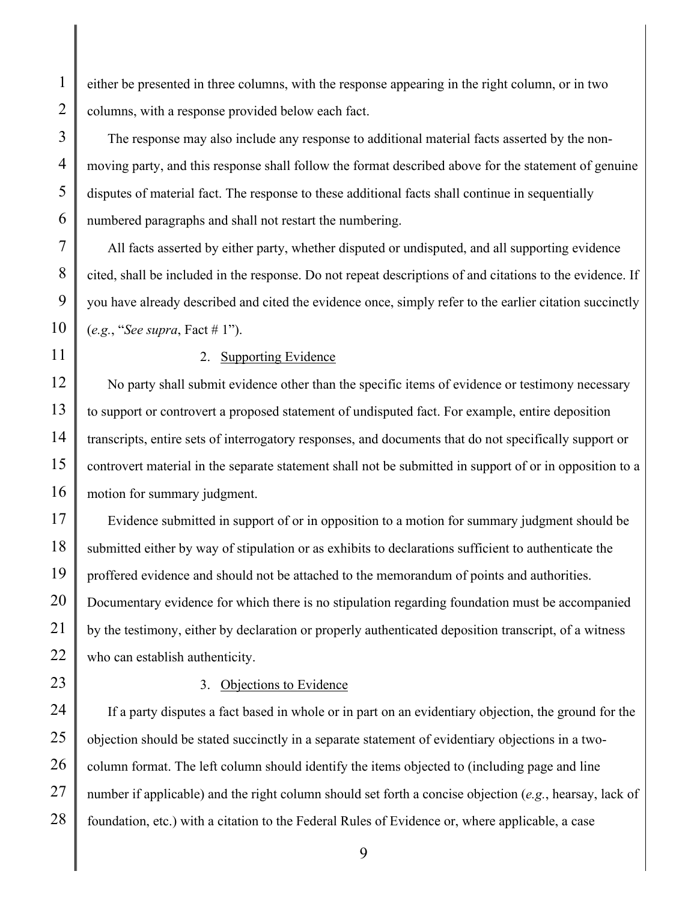either be presented in three columns, with the response appearing in the right column, or in two columns, with a response provided below each fact.

The response may also include any response to additional material facts asserted by the non-moving party, and this response shall follow the format described above for the statement of genuine disputes of material fact. The response to these additional facts shall continue in sequentially numbered paragraphs and shall not restart the numbering.

All facts asserted by either party, whether disputed or undisputed, and all supporting evidence cited, shall be included in the response. Do not repeat descriptions of and citations to the evidence. If you have already described and cited the evidence once, simply refer to the earlier citation succinctly (*e.g.*, "*See supra*, Fact # 1").

2. Supporting Evidence

No party shall submit evidence other than the specific items of evidence or testimony necessary to support or controvert a proposed statement of undisputed fact. For example, entire deposition transcripts, entire sets of interrogatory responses, and documents that do not specifically support or controvert material in the separate statement shall not be submitted in support of or in opposition to a motion for summary judgment.

Evidence submitted in support of or in opposition to a motion for summary judgment should be submitted either by way of stipulation or as exhibits to declarations sufficient to authenticate the proffered evidence and should not be attached to the memorandum of points and authorities. Documentary evidence for which there is no stipulation regarding foundation must be accompanied by the testimony, either by declaration or properly authenticated deposition transcript, of a witness who can establish authenticity.

3. Objections to Evidence

If a party disputes a fact based in whole or in part on an evidentiary objection, the ground for the objection should be stated succinctly in a separate statement of evidentiary objections in a two-column format. The left column should identify the items objected to (including page and line number if applicable) and the right column should set forth a concise objection (*e.g.*, hearsay, lack of foundation, etc.) with a citation to the Federal Rules of Evidence or, where applicable, a case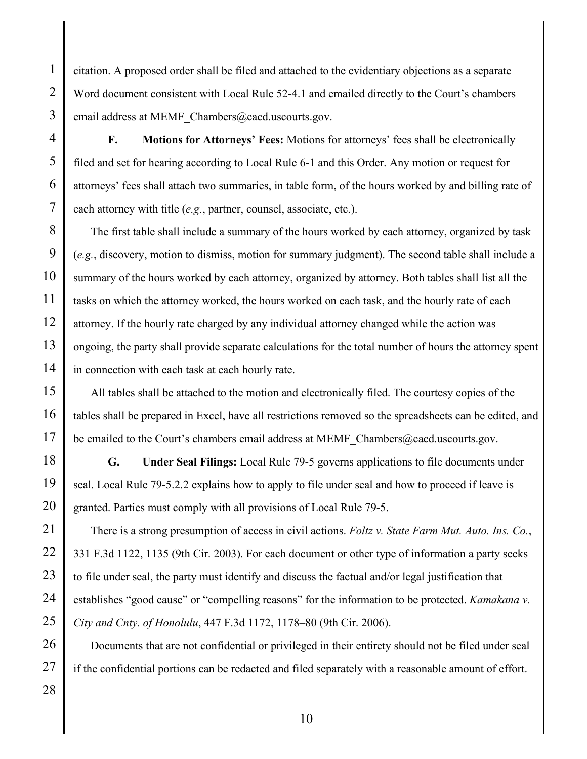citation. A proposed order shall be filed and attached to the evidentiary objections as a separate Word document consistent with Local Rule 52-4.1 and emailed directly to the Court's chambers email address at MEMF_Chambers@cacd.uscourts.gov.

**F. Motions for Attorneys' Fees:** Motions for attorneys' fees shall be electronically filed and set for hearing according to Local Rule 6-1 and this Order. Any motion or request for attorneys' fees shall attach two summaries, in table form, of the hours worked by and billing rate of each attorney with title (*e.g.*, partner, counsel, associate, etc.).

The first table shall include a summary of the hours worked by each attorney, organized by task (*e.g.*, discovery, motion to dismiss, motion for summary judgment). The second table shall include a summary of the hours worked by each attorney, organized by attorney. Both tables shall list all the tasks on which the attorney worked, the hours worked on each task, and the hourly rate of each attorney. If the hourly rate charged by any individual attorney changed while the action was ongoing, the party shall provide separate calculations for the total number of hours the attorney spent in connection with each task at each hourly rate.

All tables shall be attached to the motion and electronically filed. The courtesy copies of the tables shall be prepared in Excel, have all restrictions removed so the spreadsheets can be edited, and be emailed to the Court's chambers email address at MEMF_Chambers@cacd.uscourts.gov.

**G. Under Seal Filings:** Local Rule 79-5 governs applications to file documents under seal. Local Rule 79-5.2.2 explains how to apply to file under seal and how to proceed if leave is granted. Parties must comply with all provisions of Local Rule 79-5.

There is a strong presumption of access in civil actions. *Foltz v. State Farm Mut. Auto. Ins. Co.*, 331 F.3d 1122, 1135 (9th Cir. 2003). For each document or other type of information a party seeks to file under seal, the party must identify and discuss the factual and/or legal justification that establishes "good cause" or "compelling reasons" for the information to be protected. *Kamakana v. City and Cnty. of Honolulu*, 447 F.3d 1172, 1178–80 (9th Cir. 2006).

Documents that are not confidential or privileged in their entirety should not be filed under seal if the confidential portions can be redacted and filed separately with a reasonable amount of effort.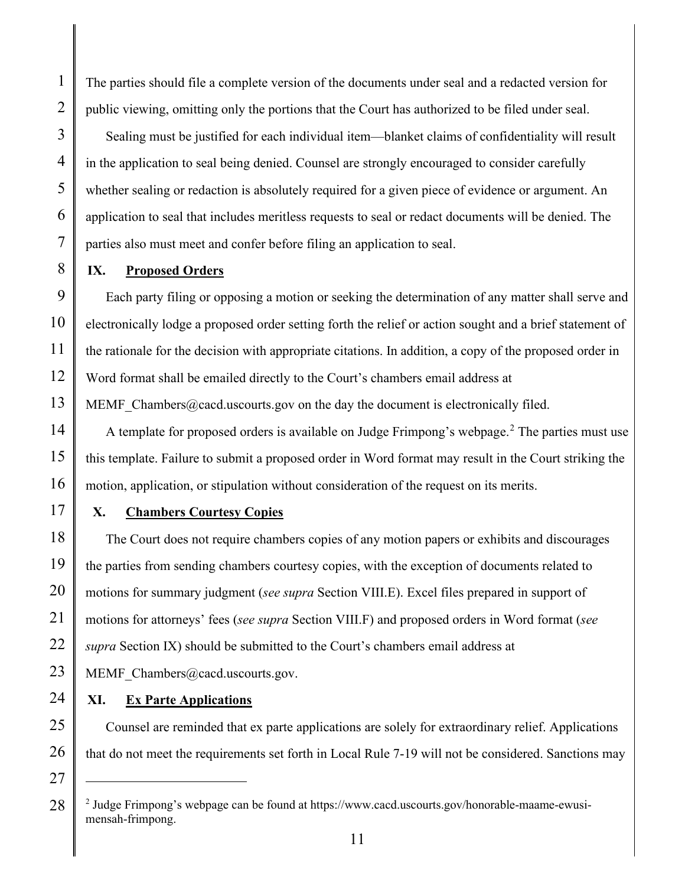The parties should file a complete version of the documents under seal and a redacted version for public viewing, omitting only the portions that the Court has authorized to be filed under seal.

Sealing must be justified for each individual item—blanket claims of confidentiality will result in the application to seal being denied. Counsel are strongly encouraged to consider carefully whether sealing or redaction is absolutely required for a given piece of evidence or argument. An application to seal that includes meritless requests to seal or redact documents will be denied. The parties also must meet and confer before filing an application to seal.

## IX. **Proposed Orders**

Each party filing or opposing a motion or seeking the determination of any matter shall serve and electronically lodge a proposed order setting forth the relief or action sought and a brief statement of the rationale for the decision with appropriate citations. In addition, a copy of the proposed order in Word format shall be emailed directly to the Court's chambers email address at MEMF_Chambers@cacd.uscourts.gov on the day the document is electronically filed.

A template for proposed orders is available on Judge Frimpong's webpage.[2] The parties must use this template. Failure to submit a proposed order in Word format may result in the Court striking the motion, application, or stipulation without consideration of the request on its merits.

## X. **Chambers Courtesy Copies**

The Court does not require chambers copies of any motion papers or exhibits and discourages the parties from sending chambers courtesy copies, with the exception of documents related to motions for summary judgment (*see supra* Section VIII.E). Excel files prepared in support of motions for attorneys' fees (*see supra* Section VIII.F) and proposed orders in Word format (*see supra* Section IX) should be submitted to the Court's chambers email address at MEMF_Chambers@cacd.uscourts.gov.

## XI. **Ex Parte Applications**

Counsel are reminded that ex parte applications are solely for extraordinary relief. Applications that do not meet the requirements set forth in Local Rule 7-19 will not be considered. Sanctions may

---

[2] Judge Frimpong's webpage can be found at https://www.cacd.uscourts.gov/honorable-maame-ewusi-mensah-frimpong.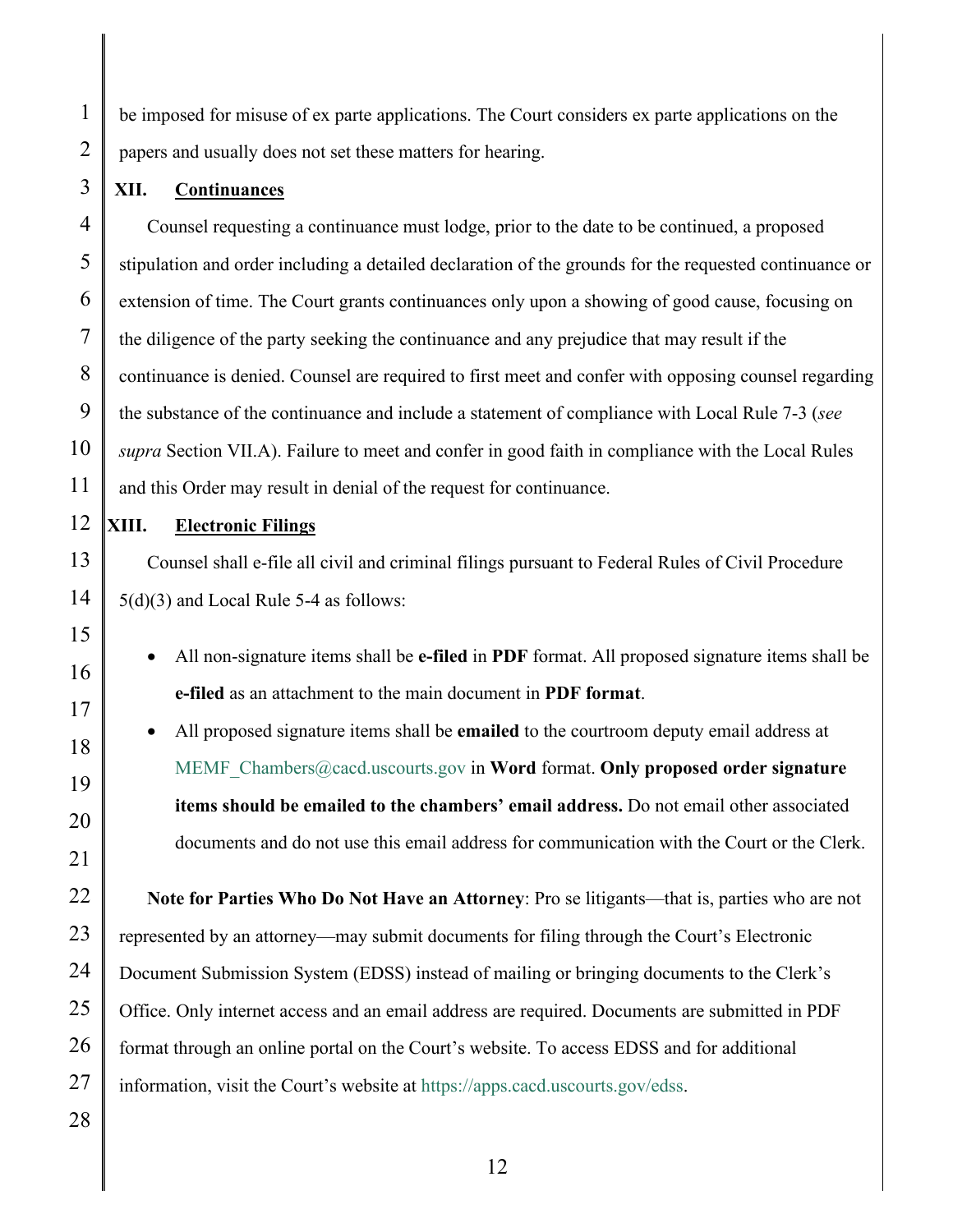be imposed for misuse of ex parte applications. The Court considers ex parte applications on the papers and usually does not set these matters for hearing.

## XII. <u>Continuances</u>

Counsel requesting a continuance must lodge, prior to the date to be continued, a proposed stipulation and order including a detailed declaration of the grounds for the requested continuance or extension of time. The Court grants continuances only upon a showing of good cause, focusing on the diligence of the party seeking the continuance and any prejudice that may result if the continuance is denied. Counsel are required to first meet and confer with opposing counsel regarding the substance of the continuance and include a statement of compliance with Local Rule 7-3 (*see supra* Section VII.A). Failure to meet and confer in good faith in compliance with the Local Rules and this Order may result in denial of the request for continuance.

## XIII. <u>Electronic Filings</u>

Counsel shall e-file all civil and criminal filings pursuant to Federal Rules of Civil Procedure 5(d)(3) and Local Rule 5-4 as follows:

- All non-signature items shall be **e-filed** in **PDF** format. All proposed signature items shall be **e-filed** as an attachment to the main document in **PDF format**.
- All proposed signature items shall be **emailed** to the courtroom deputy email address at MEMF_Chambers@cacd.uscourts.gov in **Word** format. **Only proposed order signature items should be emailed to the chambers' email address.** Do not email other associated documents and do not use this email address for communication with the Court or the Clerk.

**Note for Parties Who Do Not Have an Attorney**: Pro se litigants—that is, parties who are not represented by an attorney—may submit documents for filing through the Court's Electronic Document Submission System (EDSS) instead of mailing or bringing documents to the Clerk's Office. Only internet access and an email address are required. Documents are submitted in PDF format through an online portal on the Court's website. To access EDSS and for additional information, visit the Court's website at https://apps.cacd.uscourts.gov/edss.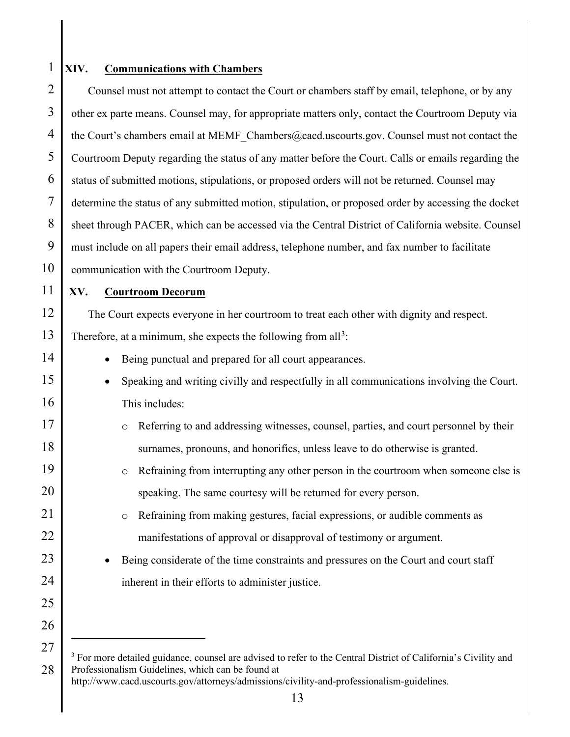## XIV. Communications with Chambers

Counsel must not attempt to contact the Court or chambers staff by email, telephone, or by any other ex parte means. Counsel may, for appropriate matters only, contact the Courtroom Deputy via the Court's chambers email at MEMF_Chambers@cacd.uscourts.gov. Counsel must not contact the Courtroom Deputy regarding the status of any matter before the Court. Calls or emails regarding the status of submitted motions, stipulations, or proposed orders will not be returned. Counsel may determine the status of any submitted motion, stipulation, or proposed order by accessing the docket sheet through PACER, which can be accessed via the Central District of California website. Counsel must include on all papers their email address, telephone number, and fax number to facilitate communication with the Courtroom Deputy.

## XV. Courtroom Decorum

The Court expects everyone in her courtroom to treat each other with dignity and respect. Therefore, at a minimum, she expects the following from all[3]:

- Being punctual and prepared for all court appearances.
- Speaking and writing civilly and respectfully in all communications involving the Court. This includes:
  - Referring to and addressing witnesses, counsel, parties, and court personnel by their surnames, pronouns, and honorifics, unless leave to do otherwise is granted.
  - Refraining from interrupting any other person in the courtroom when someone else is speaking. The same courtesy will be returned for every person.
  - Refraining from making gestures, facial expressions, or audible comments as manifestations of approval or disapproval of testimony or argument.
- Being considerate of the time constraints and pressures on the Court and court staff inherent in their efforts to administer justice.

---

[3] For more detailed guidance, counsel are advised to refer to the Central District of California's Civility and Professionalism Guidelines, which can be found at http://www.cacd.uscourts.gov/attorneys/admissions/civility-and-professionalism-guidelines.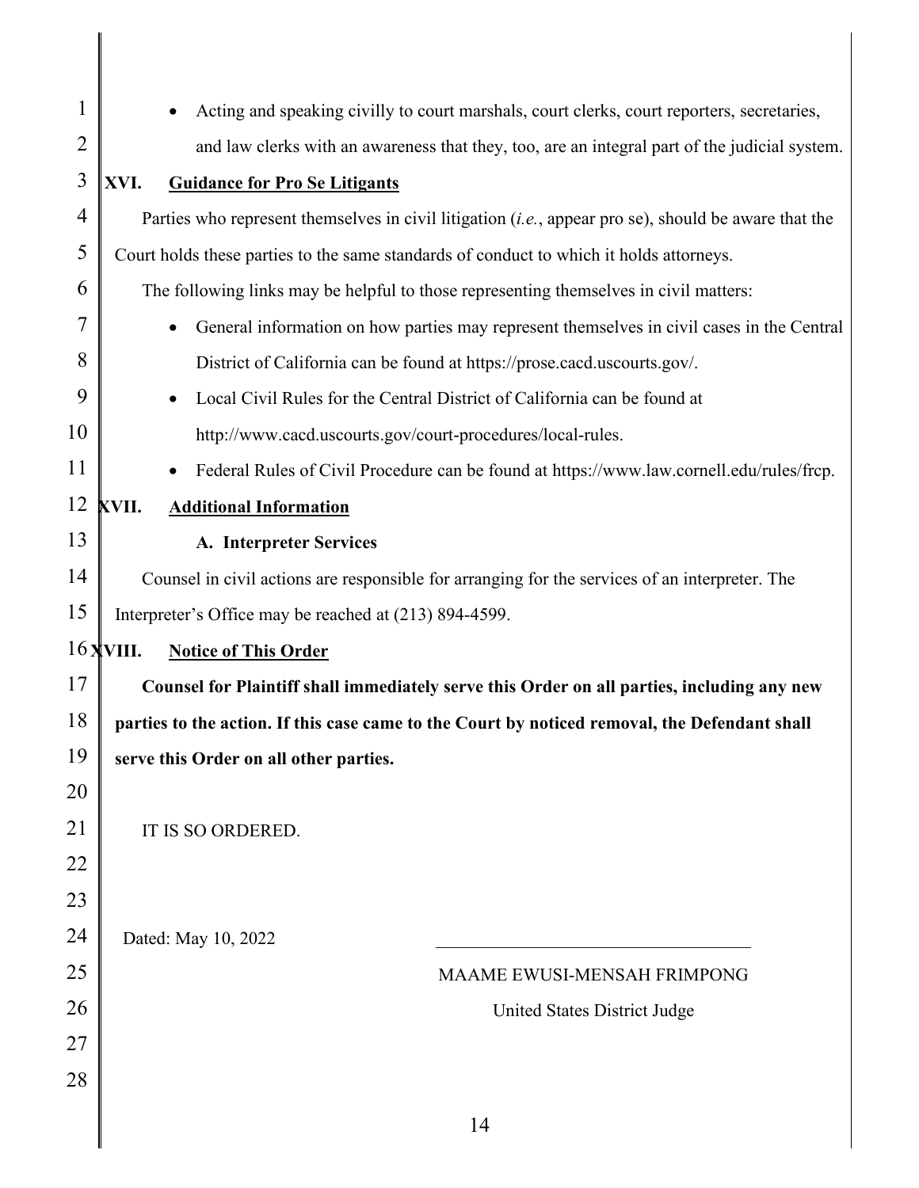- Acting and speaking civilly to court marshals, court clerks, court reporters, secretaries, and law clerks with an awareness that they, too, are an integral part of the judicial system.

## XVI. Guidance for Pro Se Litigants

Parties who represent themselves in civil litigation (*i.e.*, appear pro se), should be aware that the Court holds these parties to the same standards of conduct to which it holds attorneys.

The following links may be helpful to those representing themselves in civil matters:

- General information on how parties may represent themselves in civil cases in the Central District of California can be found at https://prose.cacd.uscourts.gov/.
- Local Civil Rules for the Central District of California can be found at http://www.cacd.uscourts.gov/court-procedures/local-rules.
- Federal Rules of Civil Procedure can be found at https://www.law.cornell.edu/rules/frcp.

## XVII. Additional Information

### A. Interpreter Services

Counsel in civil actions are responsible for arranging for the services of an interpreter. The Interpreter's Office may be reached at (213) 894-4599.

## XVIII. Notice of This Order

**Counsel for Plaintiff shall immediately serve this Order on all parties, including any new parties to the action. If this case came to the Court by noticed removal, the Defendant shall serve this Order on all other parties.**

IT IS SO ORDERED.

Dated: May 10, 2022

MAAME EWUSI-MENSAH FRIMPONG

United States District Judge